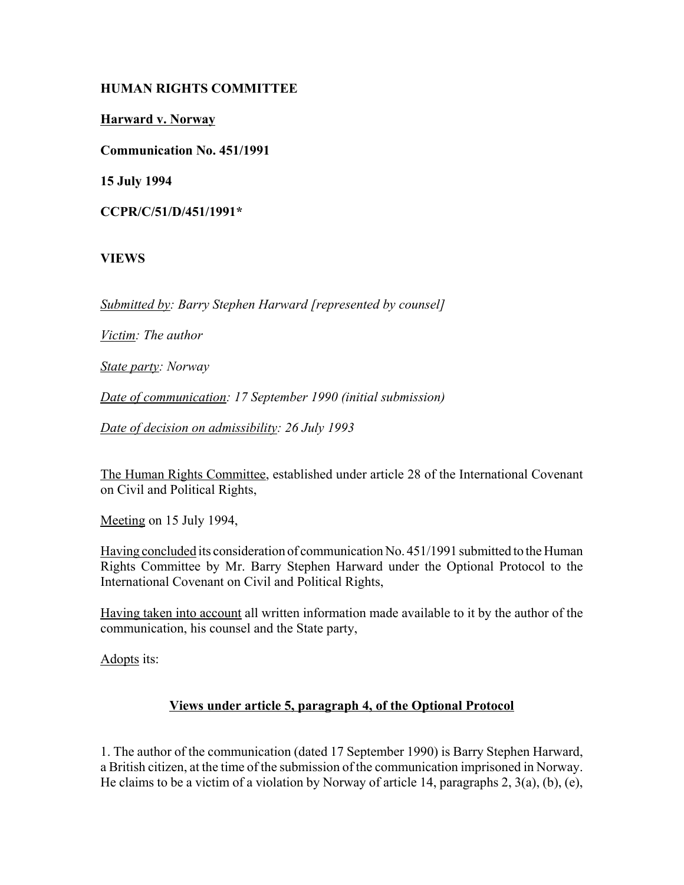**HUMAN RIGHTS COMMITTEE**

**<u>Harward v. Norway</u>**

**Communication No. 451/1991**

**15 July 1994**

**CCPR/C/51/D/451/1991***

**VIEWS**

*<u>Submitted by</u>: Barry Stephen Harward [represented by counsel]*

*<u>Victim</u>: The author*

*<u>State party</u>: Norway*

*<u>Date of communication</u>: 17 September 1990 (initial submission)*

*<u>Date of decision on admissibility</u>: 26 July 1993*

<u>The Human Rights Committee</u>, established under article 28 of the International Covenant on Civil and Political Rights,

<u>Meeting</u> on 15 July 1994,

<u>Having concluded</u> its consideration of communication No. 451/1991 submitted to the Human Rights Committee by Mr. Barry Stephen Harward under the Optional Protocol to the International Covenant on Civil and Political Rights,

<u>Having taken into account</u> all written information made available to it by the author of the communication, his counsel and the State party,

<u>Adopts</u> its:

## <u>Views under article 5, paragraph 4, of the Optional Protocol</u>

1. The author of the communication (dated 17 September 1990) is Barry Stephen Harward, a British citizen, at the time of the submission of the communication imprisoned in Norway. He claims to be a victim of a violation by Norway of article 14, paragraphs 2, 3(a), (b), (e),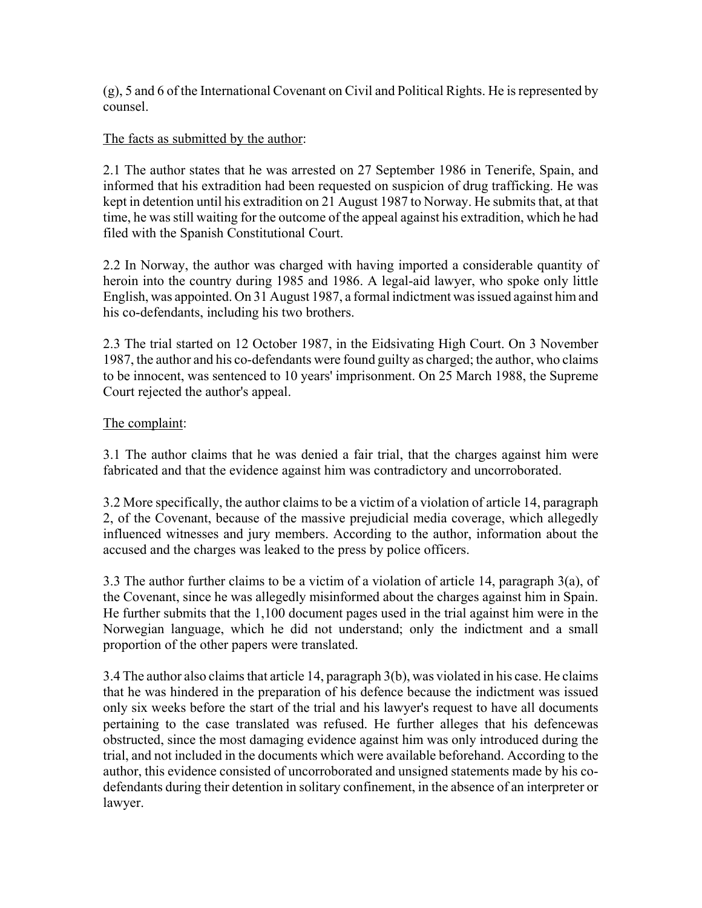(g), 5 and 6 of the International Covenant on Civil and Political Rights. He is represented by counsel.

The facts as submitted by the author:

2.1 The author states that he was arrested on 27 September 1986 in Tenerife, Spain, and informed that his extradition had been requested on suspicion of drug trafficking. He was kept in detention until his extradition on 21 August 1987 to Norway. He submits that, at that time, he was still waiting for the outcome of the appeal against his extradition, which he had filed with the Spanish Constitutional Court.

2.2 In Norway, the author was charged with having imported a considerable quantity of heroin into the country during 1985 and 1986. A legal-aid lawyer, who spoke only little English, was appointed. On 31 August 1987, a formal indictment was issued against him and his co-defendants, including his two brothers.

2.3 The trial started on 12 October 1987, in the Eidsivating High Court. On 3 November 1987, the author and his co-defendants were found guilty as charged; the author, who claims to be innocent, was sentenced to 10 years' imprisonment. On 25 March 1988, the Supreme Court rejected the author's appeal.

The complaint:

3.1 The author claims that he was denied a fair trial, that the charges against him were fabricated and that the evidence against him was contradictory and uncorroborated.

3.2 More specifically, the author claims to be a victim of a violation of article 14, paragraph 2, of the Covenant, because of the massive prejudicial media coverage, which allegedly influenced witnesses and jury members. According to the author, information about the accused and the charges was leaked to the press by police officers.

3.3 The author further claims to be a victim of a violation of article 14, paragraph 3(a), of the Covenant, since he was allegedly misinformed about the charges against him in Spain. He further submits that the 1,100 document pages used in the trial against him were in the Norwegian language, which he did not understand; only the indictment and a small proportion of the other papers were translated.

3.4 The author also claims that article 14, paragraph 3(b), was violated in his case. He claims that he was hindered in the preparation of his defence because the indictment was issued only six weeks before the start of the trial and his lawyer's request to have all documents pertaining to the case translated was refused. He further alleges that his defencewas obstructed, since the most damaging evidence against him was only introduced during the trial, and not included in the documents which were available beforehand. According to the author, this evidence consisted of uncorroborated and unsigned statements made by his co-defendants during their detention in solitary confinement, in the absence of an interpreter or lawyer.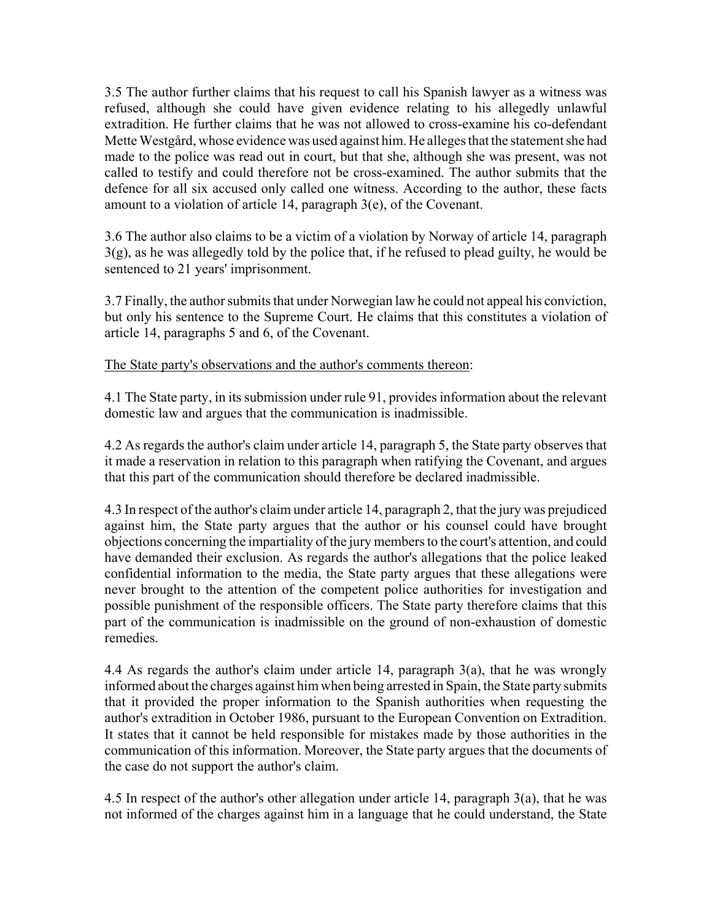3.5 The author further claims that his request to call his Spanish lawyer as a witness was refused, although she could have given evidence relating to his allegedly unlawful extradition. He further claims that he was not allowed to cross-examine his co-defendant Mette Westgård, whose evidence was used against him. He alleges that the statement she had made to the police was read out in court, but that she, although she was present, was not called to testify and could therefore not be cross-examined. The author submits that the defence for all six accused only called one witness. According to the author, these facts amount to a violation of article 14, paragraph 3(e), of the Covenant.

3.6 The author also claims to be a victim of a violation by Norway of article 14, paragraph 3(g), as he was allegedly told by the police that, if he refused to plead guilty, he would be sentenced to 21 years' imprisonment.

3.7 Finally, the author submits that under Norwegian law he could not appeal his conviction, but only his sentence to the Supreme Court. He claims that this constitutes a violation of article 14, paragraphs 5 and 6, of the Covenant.

The State party's observations and the author's comments thereon:

4.1 The State party, in its submission under rule 91, provides information about the relevant domestic law and argues that the communication is inadmissible.

4.2 As regards the author's claim under article 14, paragraph 5, the State party observes that it made a reservation in relation to this paragraph when ratifying the Covenant, and argues that this part of the communication should therefore be declared inadmissible.

4.3 In respect of the author's claim under article 14, paragraph 2, that the jury was prejudiced against him, the State party argues that the author or his counsel could have brought objections concerning the impartiality of the jury members to the court's attention, and could have demanded their exclusion. As regards the author's allegations that the police leaked confidential information to the media, the State party argues that these allegations were never brought to the attention of the competent police authorities for investigation and possible punishment of the responsible officers. The State party therefore claims that this part of the communication is inadmissible on the ground of non-exhaustion of domestic remedies.

4.4 As regards the author's claim under article 14, paragraph 3(a), that he was wrongly informed about the charges against him when being arrested in Spain, the State party submits that it provided the proper information to the Spanish authorities when requesting the author's extradition in October 1986, pursuant to the European Convention on Extradition. It states that it cannot be held responsible for mistakes made by those authorities in the communication of this information. Moreover, the State party argues that the documents of the case do not support the author's claim.

4.5 In respect of the author's other allegation under article 14, paragraph 3(a), that he was not informed of the charges against him in a language that he could understand, the State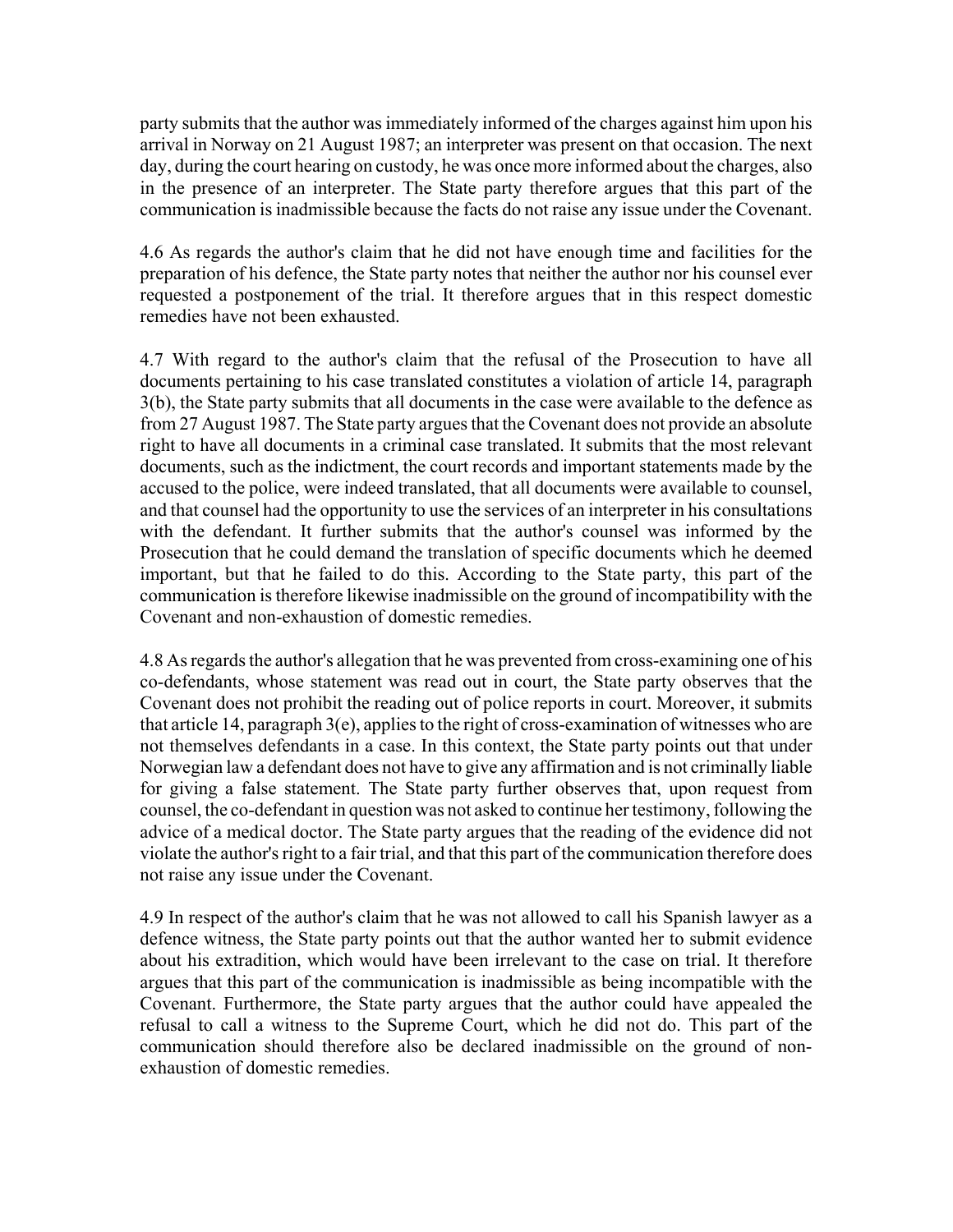party submits that the author was immediately informed of the charges against him upon his arrival in Norway on 21 August 1987; an interpreter was present on that occasion. The next day, during the court hearing on custody, he was once more informed about the charges, also in the presence of an interpreter. The State party therefore argues that this part of the communication is inadmissible because the facts do not raise any issue under the Covenant.

4.6 As regards the author's claim that he did not have enough time and facilities for the preparation of his defence, the State party notes that neither the author nor his counsel ever requested a postponement of the trial. It therefore argues that in this respect domestic remedies have not been exhausted.

4.7 With regard to the author's claim that the refusal of the Prosecution to have all documents pertaining to his case translated constitutes a violation of article 14, paragraph 3(b), the State party submits that all documents in the case were available to the defence as from 27 August 1987. The State party argues that the Covenant does not provide an absolute right to have all documents in a criminal case translated. It submits that the most relevant documents, such as the indictment, the court records and important statements made by the accused to the police, were indeed translated, that all documents were available to counsel, and that counsel had the opportunity to use the services of an interpreter in his consultations with the defendant. It further submits that the author's counsel was informed by the Prosecution that he could demand the translation of specific documents which he deemed important, but that he failed to do this. According to the State party, this part of the communication is therefore likewise inadmissible on the ground of incompatibility with the Covenant and non-exhaustion of domestic remedies.

4.8 As regards the author's allegation that he was prevented from cross-examining one of his co-defendants, whose statement was read out in court, the State party observes that the Covenant does not prohibit the reading out of police reports in court. Moreover, it submits that article 14, paragraph 3(e), applies to the right of cross-examination of witnesses who are not themselves defendants in a case. In this context, the State party points out that under Norwegian law a defendant does not have to give any affirmation and is not criminally liable for giving a false statement. The State party further observes that, upon request from counsel, the co-defendant in question was not asked to continue her testimony, following the advice of a medical doctor. The State party argues that the reading of the evidence did not violate the author's right to a fair trial, and that this part of the communication therefore does not raise any issue under the Covenant.

4.9 In respect of the author's claim that he was not allowed to call his Spanish lawyer as a defence witness, the State party points out that the author wanted her to submit evidence about his extradition, which would have been irrelevant to the case on trial. It therefore argues that this part of the communication is inadmissible as being incompatible with the Covenant. Furthermore, the State party argues that the author could have appealed the refusal to call a witness to the Supreme Court, which he did not do. This part of the communication should therefore also be declared inadmissible on the ground of non-exhaustion of domestic remedies.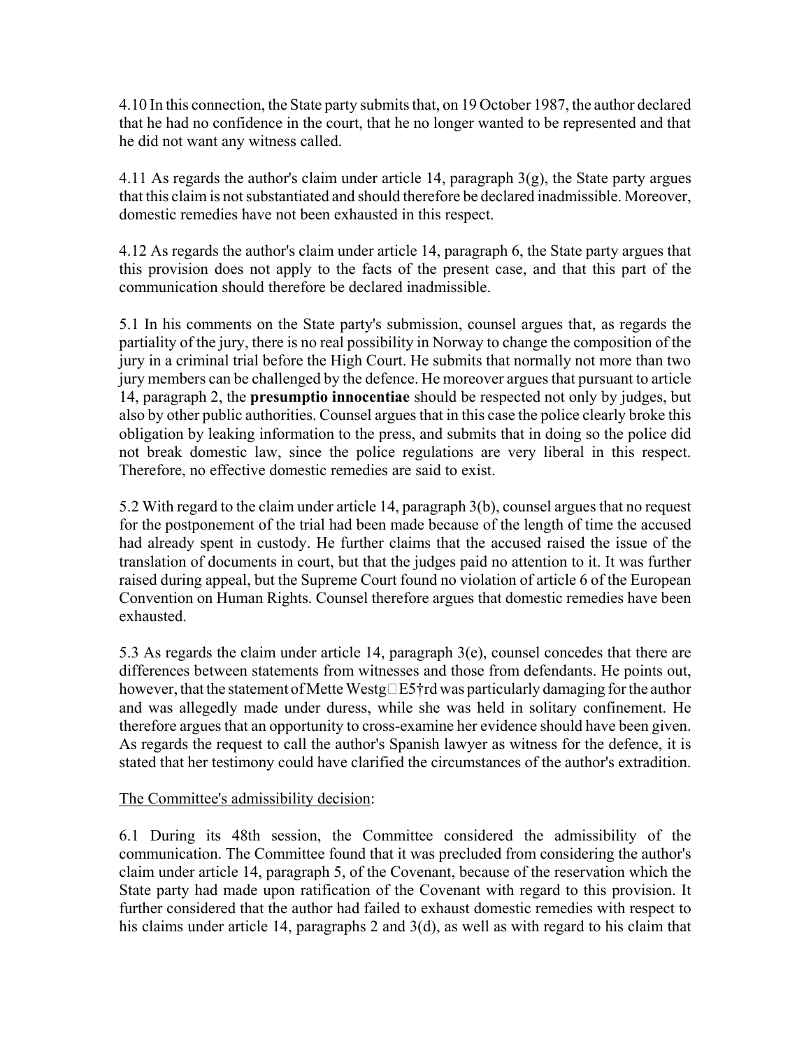4.10 In this connection, the State party submits that, on 19 October 1987, the author declared that he had no confidence in the court, that he no longer wanted to be represented and that he did not want any witness called.

4.11 As regards the author's claim under article 14, paragraph 3(g), the State party argues that this claim is not substantiated and should therefore be declared inadmissible. Moreover, domestic remedies have not been exhausted in this respect.

4.12 As regards the author's claim under article 14, paragraph 6, the State party argues that this provision does not apply to the facts of the present case, and that this part of the communication should therefore be declared inadmissible.

5.1 In his comments on the State party's submission, counsel argues that, as regards the partiality of the jury, there is no real possibility in Norway to change the composition of the jury in a criminal trial before the High Court. He submits that normally not more than two jury members can be challenged by the defence. He moreover argues that pursuant to article 14, paragraph 2, the **presumptio innocentiae** should be respected not only by judges, but also by other public authorities. Counsel argues that in this case the police clearly broke this obligation by leaking information to the press, and submits that in doing so the police did not break domestic law, since the police regulations are very liberal in this respect. Therefore, no effective domestic remedies are said to exist.

5.2 With regard to the claim under article 14, paragraph 3(b), counsel argues that no request for the postponement of the trial had been made because of the length of time the accused had already spent in custody. He further claims that the accused raised the issue of the translation of documents in court, but that the judges paid no attention to it. It was further raised during appeal, but the Supreme Court found no violation of article 6 of the European Convention on Human Rights. Counsel therefore argues that domestic remedies have been exhausted.

5.3 As regards the claim under article 14, paragraph 3(e), counsel concedes that there are differences between statements from witnesses and those from defendants. He points out, however, that the statement of Mette Westg□E5†rd was particularly damaging for the author and was allegedly made under duress, while she was held in solitary confinement. He therefore argues that an opportunity to cross-examine her evidence should have been given. As regards the request to call the author's Spanish lawyer as witness for the defence, it is stated that her testimony could have clarified the circumstances of the author's extradition.

The Committee's admissibility decision:

6.1 During its 48th session, the Committee considered the admissibility of the communication. The Committee found that it was precluded from considering the author's claim under article 14, paragraph 5, of the Covenant, because of the reservation which the State party had made upon ratification of the Covenant with regard to this provision. It further considered that the author had failed to exhaust domestic remedies with respect to his claims under article 14, paragraphs 2 and 3(d), as well as with regard to his claim that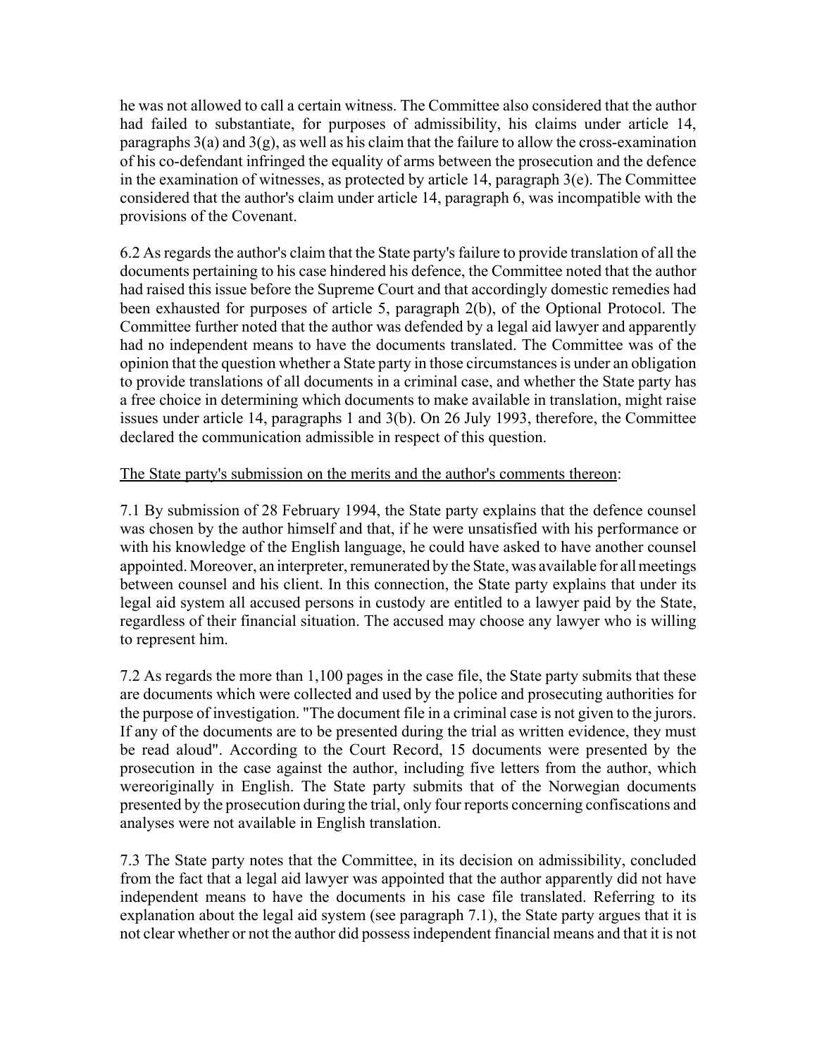he was not allowed to call a certain witness. The Committee also considered that the author had failed to substantiate, for purposes of admissibility, his claims under article 14, paragraphs 3(a) and 3(g), as well as his claim that the failure to allow the cross-examination of his co-defendant infringed the equality of arms between the prosecution and the defence in the examination of witnesses, as protected by article 14, paragraph 3(e). The Committee considered that the author's claim under article 14, paragraph 6, was incompatible with the provisions of the Covenant.

6.2 As regards the author's claim that the State party's failure to provide translation of all the documents pertaining to his case hindered his defence, the Committee noted that the author had raised this issue before the Supreme Court and that accordingly domestic remedies had been exhausted for purposes of article 5, paragraph 2(b), of the Optional Protocol. The Committee further noted that the author was defended by a legal aid lawyer and apparently had no independent means to have the documents translated. The Committee was of the opinion that the question whether a State party in those circumstances is under an obligation to provide translations of all documents in a criminal case, and whether the State party has a free choice in determining which documents to make available in translation, might raise issues under article 14, paragraphs 1 and 3(b). On 26 July 1993, therefore, the Committee declared the communication admissible in respect of this question.

<u>The State party's submission on the merits and the author's comments thereon</u>:

7.1 By submission of 28 February 1994, the State party explains that the defence counsel was chosen by the author himself and that, if he were unsatisfied with his performance or with his knowledge of the English language, he could have asked to have another counsel appointed. Moreover, an interpreter, remunerated by the State, was available for all meetings between counsel and his client. In this connection, the State party explains that under its legal aid system all accused persons in custody are entitled to a lawyer paid by the State, regardless of their financial situation. The accused may choose any lawyer who is willing to represent him.

7.2 As regards the more than 1,100 pages in the case file, the State party submits that these are documents which were collected and used by the police and prosecuting authorities for the purpose of investigation. "The document file in a criminal case is not given to the jurors. If any of the documents are to be presented during the trial as written evidence, they must be read aloud". According to the Court Record, 15 documents were presented by the prosecution in the case against the author, including five letters from the author, which wereoriginally in English. The State party submits that of the Norwegian documents presented by the prosecution during the trial, only four reports concerning confiscations and analyses were not available in English translation.

7.3 The State party notes that the Committee, in its decision on admissibility, concluded from the fact that a legal aid lawyer was appointed that the author apparently did not have independent means to have the documents in his case file translated. Referring to its explanation about the legal aid system (see paragraph 7.1), the State party argues that it is not clear whether or not the author did possess independent financial means and that it is not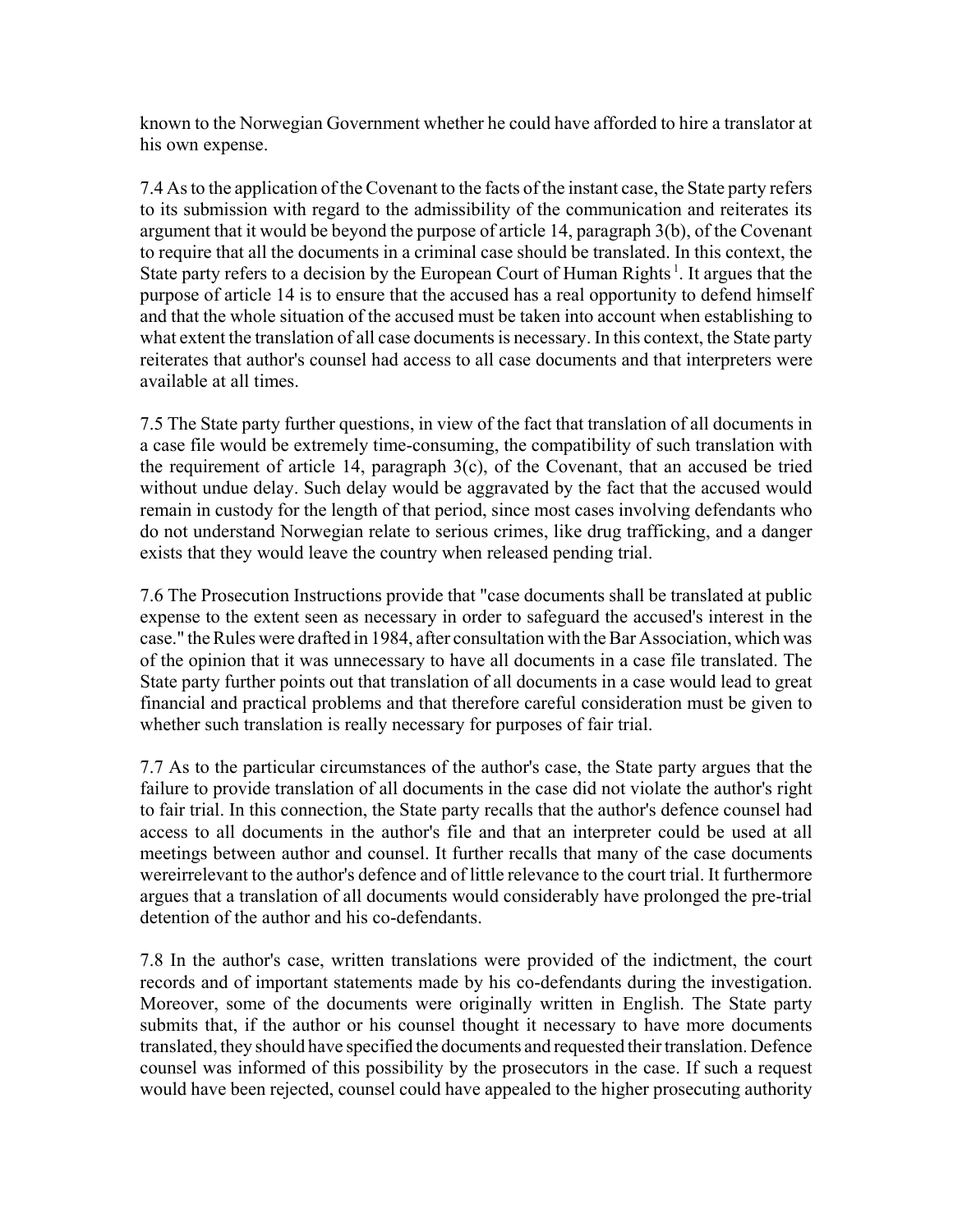known to the Norwegian Government whether he could have afforded to hire a translator at his own expense.

7.4 As to the application of the Covenant to the facts of the instant case, the State party refers to its submission with regard to the admissibility of the communication and reiterates its argument that it would be beyond the purpose of article 14, paragraph 3(b), of the Covenant to require that all the documents in a criminal case should be translated. In this context, the State party refers to a decision by the European Court of Human Rights [1]. It argues that the purpose of article 14 is to ensure that the accused has a real opportunity to defend himself and that the whole situation of the accused must be taken into account when establishing to what extent the translation of all case documents is necessary. In this context, the State party reiterates that author's counsel had access to all case documents and that interpreters were available at all times.

7.5 The State party further questions, in view of the fact that translation of all documents in a case file would be extremely time-consuming, the compatibility of such translation with the requirement of article 14, paragraph 3(c), of the Covenant, that an accused be tried without undue delay. Such delay would be aggravated by the fact that the accused would remain in custody for the length of that period, since most cases involving defendants who do not understand Norwegian relate to serious crimes, like drug trafficking, and a danger exists that they would leave the country when released pending trial.

7.6 The Prosecution Instructions provide that "case documents shall be translated at public expense to the extent seen as necessary in order to safeguard the accused's interest in the case." the Rules were drafted in 1984, after consultation with the Bar Association, which was of the opinion that it was unnecessary to have all documents in a case file translated. The State party further points out that translation of all documents in a case would lead to great financial and practical problems and that therefore careful consideration must be given to whether such translation is really necessary for purposes of fair trial.

7.7 As to the particular circumstances of the author's case, the State party argues that the failure to provide translation of all documents in the case did not violate the author's right to fair trial. In this connection, the State party recalls that the author's defence counsel had access to all documents in the author's file and that an interpreter could be used at all meetings between author and counsel. It further recalls that many of the case documents wereirrelevant to the author's defence and of little relevance to the court trial. It furthermore argues that a translation of all documents would considerably have prolonged the pre-trial detention of the author and his co-defendants.

7.8 In the author's case, written translations were provided of the indictment, the court records and of important statements made by his co-defendants during the investigation. Moreover, some of the documents were originally written in English. The State party submits that, if the author or his counsel thought it necessary to have more documents translated, they should have specified the documents and requested their translation. Defence counsel was informed of this possibility by the prosecutors in the case. If such a request would have been rejected, counsel could have appealed to the higher prosecuting authority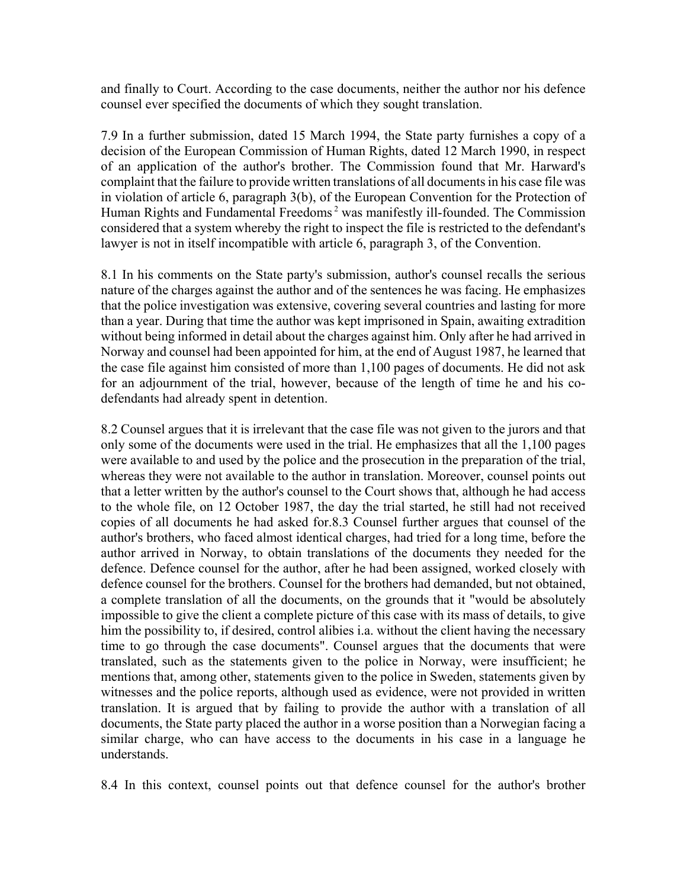and finally to Court. According to the case documents, neither the author nor his defence counsel ever specified the documents of which they sought translation.

7.9 In a further submission, dated 15 March 1994, the State party furnishes a copy of a decision of the European Commission of Human Rights, dated 12 March 1990, in respect of an application of the author's brother. The Commission found that Mr. Harward's complaint that the failure to provide written translations of all documents in his case file was in violation of article 6, paragraph 3(b), of the European Convention for the Protection of Human Rights and Fundamental Freedoms [2] was manifestly ill-founded. The Commission considered that a system whereby the right to inspect the file is restricted to the defendant's lawyer is not in itself incompatible with article 6, paragraph 3, of the Convention.

8.1 In his comments on the State party's submission, author's counsel recalls the serious nature of the charges against the author and of the sentences he was facing. He emphasizes that the police investigation was extensive, covering several countries and lasting for more than a year. During that time the author was kept imprisoned in Spain, awaiting extradition without being informed in detail about the charges against him. Only after he had arrived in Norway and counsel had been appointed for him, at the end of August 1987, he learned that the case file against him consisted of more than 1,100 pages of documents. He did not ask for an adjournment of the trial, however, because of the length of time he and his co-defendants had already spent in detention.

8.2 Counsel argues that it is irrelevant that the case file was not given to the jurors and that only some of the documents were used in the trial. He emphasizes that all the 1,100 pages were available to and used by the police and the prosecution in the preparation of the trial, whereas they were not available to the author in translation. Moreover, counsel points out that a letter written by the author's counsel to the Court shows that, although he had access to the whole file, on 12 October 1987, the day the trial started, he still had not received copies of all documents he had asked for.

8.3 Counsel further argues that counsel of the author's brothers, who faced almost identical charges, had tried for a long time, before the author arrived in Norway, to obtain translations of the documents they needed for the defence. Defence counsel for the author, after he had been assigned, worked closely with defence counsel for the brothers. Counsel for the brothers had demanded, but not obtained, a complete translation of all the documents, on the grounds that it "would be absolutely impossible to give the client a complete picture of this case with its mass of details, to give him the possibility to, if desired, control alibies i.a. without the client having the necessary time to go through the case documents". Counsel argues that the documents that were translated, such as the statements given to the police in Norway, were insufficient; he mentions that, among other, statements given to the police in Sweden, statements given by witnesses and the police reports, although used as evidence, were not provided in written translation. It is argued that by failing to provide the author with a translation of all documents, the State party placed the author in a worse position than a Norwegian facing a similar charge, who can have access to the documents in his case in a language he understands.

8.4 In this context, counsel points out that defence counsel for the author's brother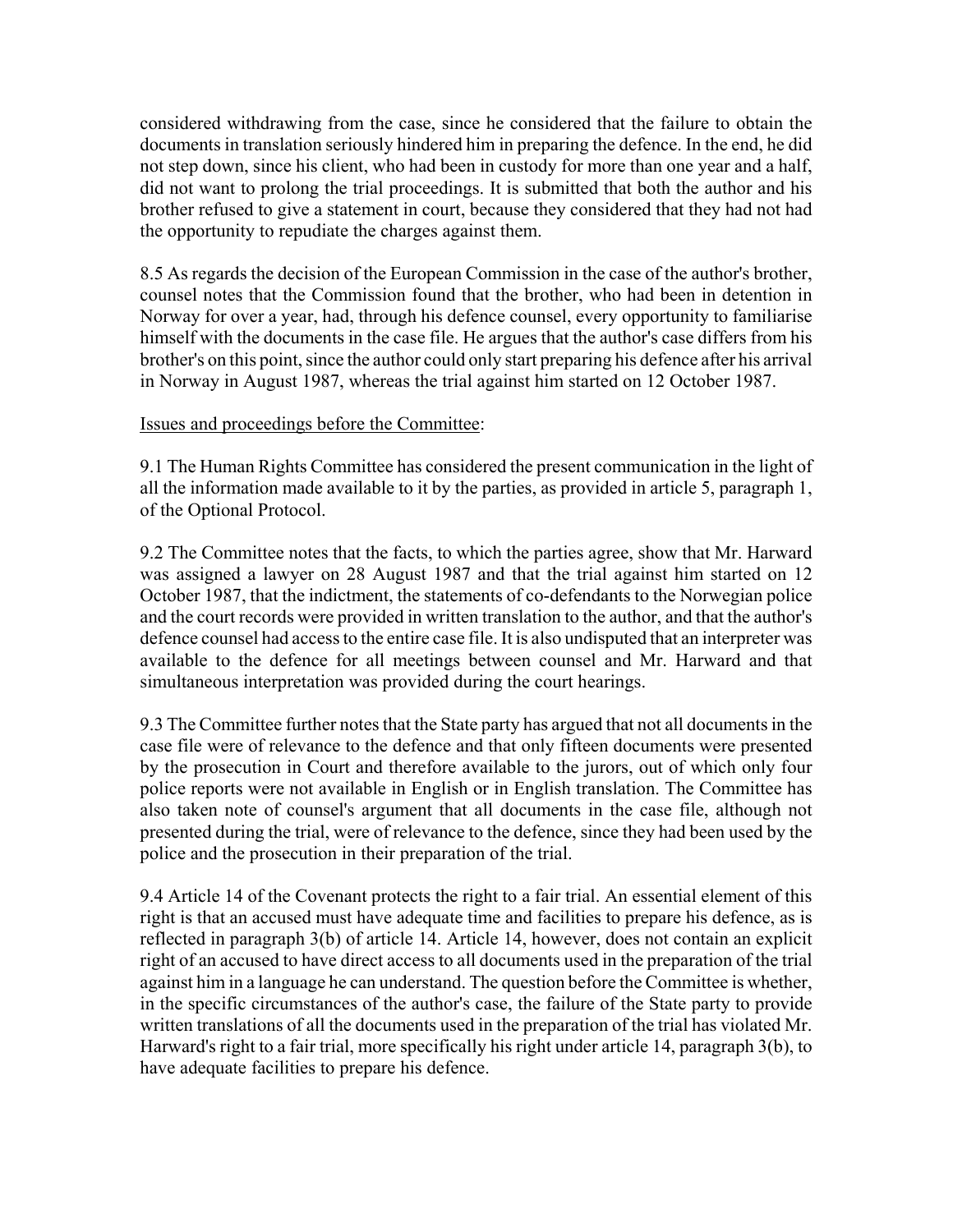considered withdrawing from the case, since he considered that the failure to obtain the documents in translation seriously hindered him in preparing the defence. In the end, he did not step down, since his client, who had been in custody for more than one year and a half, did not want to prolong the trial proceedings. It is submitted that both the author and his brother refused to give a statement in court, because they considered that they had not had the opportunity to repudiate the charges against them.

8.5 As regards the decision of the European Commission in the case of the author's brother, counsel notes that the Commission found that the brother, who had been in detention in Norway for over a year, had, through his defence counsel, every opportunity to familiarise himself with the documents in the case file. He argues that the author's case differs from his brother's on this point, since the author could only start preparing his defence after his arrival in Norway in August 1987, whereas the trial against him started on 12 October 1987.

Issues and proceedings before the Committee:

9.1 The Human Rights Committee has considered the present communication in the light of all the information made available to it by the parties, as provided in article 5, paragraph 1, of the Optional Protocol.

9.2 The Committee notes that the facts, to which the parties agree, show that Mr. Harward was assigned a lawyer on 28 August 1987 and that the trial against him started on 12 October 1987, that the indictment, the statements of co-defendants to the Norwegian police and the court records were provided in written translation to the author, and that the author's defence counsel had access to the entire case file. It is also undisputed that an interpreter was available to the defence for all meetings between counsel and Mr. Harward and that simultaneous interpretation was provided during the court hearings.

9.3 The Committee further notes that the State party has argued that not all documents in the case file were of relevance to the defence and that only fifteen documents were presented by the prosecution in Court and therefore available to the jurors, out of which only four police reports were not available in English or in English translation. The Committee has also taken note of counsel's argument that all documents in the case file, although not presented during the trial, were of relevance to the defence, since they had been used by the police and the prosecution in their preparation of the trial.

9.4 Article 14 of the Covenant protects the right to a fair trial. An essential element of this right is that an accused must have adequate time and facilities to prepare his defence, as is reflected in paragraph 3(b) of article 14. Article 14, however, does not contain an explicit right of an accused to have direct access to all documents used in the preparation of the trial against him in a language he can understand. The question before the Committee is whether, in the specific circumstances of the author's case, the failure of the State party to provide written translations of all the documents used in the preparation of the trial has violated Mr. Harward's right to a fair trial, more specifically his right under article 14, paragraph 3(b), to have adequate facilities to prepare his defence.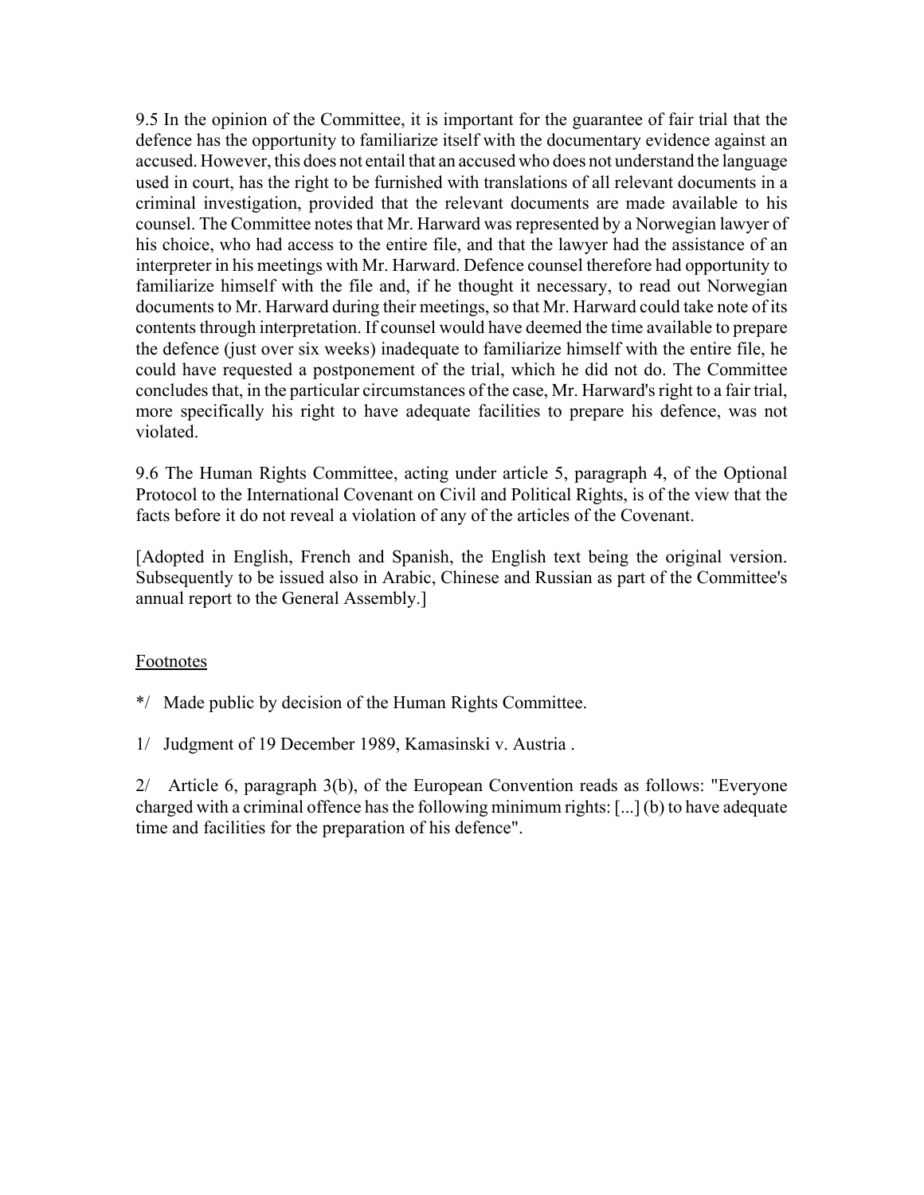9.5 In the opinion of the Committee, it is important for the guarantee of fair trial that the defence has the opportunity to familiarize itself with the documentary evidence against an accused. However, this does not entail that an accused who does not understand the language used in court, has the right to be furnished with translations of all relevant documents in a criminal investigation, provided that the relevant documents are made available to his counsel. The Committee notes that Mr. Harward was represented by a Norwegian lawyer of his choice, who had access to the entire file, and that the lawyer had the assistance of an interpreter in his meetings with Mr. Harward. Defence counsel therefore had opportunity to familiarize himself with the file and, if he thought it necessary, to read out Norwegian documents to Mr. Harward during their meetings, so that Mr. Harward could take note of its contents through interpretation. If counsel would have deemed the time available to prepare the defence (just over six weeks) inadequate to familiarize himself with the entire file, he could have requested a postponement of the trial, which he did not do. The Committee concludes that, in the particular circumstances of the case, Mr. Harward's right to a fair trial, more specifically his right to have adequate facilities to prepare his defence, was not violated.

9.6 The Human Rights Committee, acting under article 5, paragraph 4, of the Optional Protocol to the International Covenant on Civil and Political Rights, is of the view that the facts before it do not reveal a violation of any of the articles of the Covenant.

[Adopted in English, French and Spanish, the English text being the original version. Subsequently to be issued also in Arabic, Chinese and Russian as part of the Committee's annual report to the General Assembly.]

Footnotes

*/ Made public by decision of the Human Rights Committee.

1/ Judgment of 19 December 1989, Kamasinski v. Austria .

2/ Article 6, paragraph 3(b), of the European Convention reads as follows: "Everyone charged with a criminal offence has the following minimum rights: [...] (b) to have adequate time and facilities for the preparation of his defence".